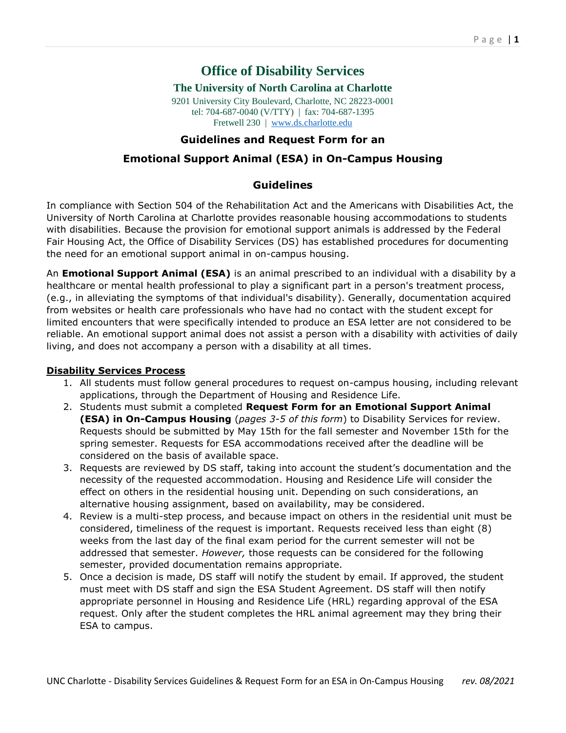# Office of Disability Services

## The University of North Carolina at Charlotte

9201 University City Boulevard, Charlotte, NC 28223-0001
tel: 704-687-0040 (V/TTY) | fax: 704-687-1395
Fretwell 230 | www.ds.charlotte.edu

## Guidelines and Request Form for an Emotional Support Animal (ESA) in On-Campus Housing

### Guidelines

In compliance with Section 504 of the Rehabilitation Act and the Americans with Disabilities Act, the University of North Carolina at Charlotte provides reasonable housing accommodations to students with disabilities. Because the provision for emotional support animals is addressed by the Federal Fair Housing Act, the Office of Disability Services (DS) has established procedures for documenting the need for an emotional support animal in on-campus housing.

An **Emotional Support Animal (ESA)** is an animal prescribed to an individual with a disability by a healthcare or mental health professional to play a significant part in a person's treatment process, (e.g., in alleviating the symptoms of that individual's disability). Generally, documentation acquired from websites or health care professionals who have had no contact with the student except for limited encounters that were specifically intended to produce an ESA letter are not considered to be reliable. An emotional support animal does not assist a person with a disability with activities of daily living, and does not accompany a person with a disability at all times.

**Disability Services Process**

1. All students must follow general procedures to request on-campus housing, including relevant applications, through the Department of Housing and Residence Life.
2. Students must submit a completed **Request Form for an Emotional Support Animal (ESA) in On-Campus Housing** (*pages 3-5 of this form*) to Disability Services for review. Requests should be submitted by May 15th for the fall semester and November 15th for the spring semester. Requests for ESA accommodations received after the deadline will be considered on the basis of available space.
3. Requests are reviewed by DS staff, taking into account the student's documentation and the necessity of the requested accommodation. Housing and Residence Life will consider the effect on others in the residential housing unit. Depending on such considerations, an alternative housing assignment, based on availability, may be considered.
4. Review is a multi-step process, and because impact on others in the residential unit must be considered, timeliness of the request is important. Requests received less than eight (8) weeks from the last day of the final exam period for the current semester will not be addressed that semester. *However,* those requests can be considered for the following semester, provided documentation remains appropriate.
5. Once a decision is made, DS staff will notify the student by email. If approved, the student must meet with DS staff and sign the ESA Student Agreement. DS staff will then notify appropriate personnel in Housing and Residence Life (HRL) regarding approval of the ESA request. Only after the student completes the HRL animal agreement may they bring their ESA to campus.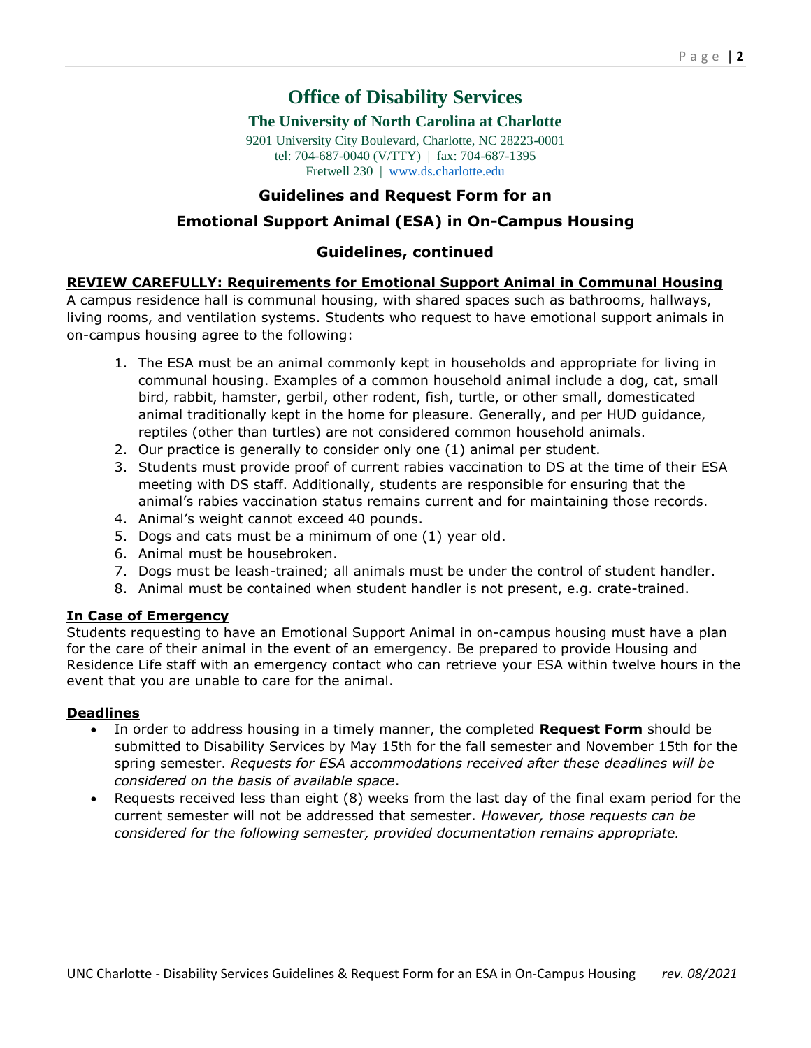# Office of Disability Services

## The University of North Carolina at Charlotte

9201 University City Boulevard, Charlotte, NC 28223-0001
tel: 704-687-0040 (V/TTY) | fax: 704-687-1395
Fretwell 230 | [www.ds.charlotte.edu](http://www.ds.charlotte.edu)

## Guidelines and Request Form for an Emotional Support Animal (ESA) in On-Campus Housing

## Guidelines, continued

**REVIEW CAREFULLY: Requirements for Emotional Support Animal in Communal Housing**

A campus residence hall is communal housing, with shared spaces such as bathrooms, hallways, living rooms, and ventilation systems. Students who request to have emotional support animals in on-campus housing agree to the following:

1. The ESA must be an animal commonly kept in households and appropriate for living in communal housing. Examples of a common household animal include a dog, cat, small bird, rabbit, hamster, gerbil, other rodent, fish, turtle, or other small, domesticated animal traditionally kept in the home for pleasure. Generally, and per HUD guidance, reptiles (other than turtles) are not considered common household animals.
2. Our practice is generally to consider only one (1) animal per student.
3. Students must provide proof of current rabies vaccination to DS at the time of their ESA meeting with DS staff. Additionally, students are responsible for ensuring that the animal's rabies vaccination status remains current and for maintaining those records.
4. Animal's weight cannot exceed 40 pounds.
5. Dogs and cats must be a minimum of one (1) year old.
6. Animal must be housebroken.
7. Dogs must be leash-trained; all animals must be under the control of student handler.
8. Animal must be contained when student handler is not present, e.g. crate-trained.

**In Case of Emergency**

Students requesting to have an Emotional Support Animal in on-campus housing must have a plan for the care of their animal in the event of an emergency. Be prepared to provide Housing and Residence Life staff with an emergency contact who can retrieve your ESA within twelve hours in the event that you are unable to care for the animal.

**Deadlines**

- In order to address housing in a timely manner, the completed **Request Form** should be submitted to Disability Services by May 15th for the fall semester and November 15th for the spring semester. *Requests for ESA accommodations received after these deadlines will be considered on the basis of available space*.
- Requests received less than eight (8) weeks from the last day of the final exam period for the current semester will not be addressed that semester. *However, those requests can be considered for the following semester, provided documentation remains appropriate.*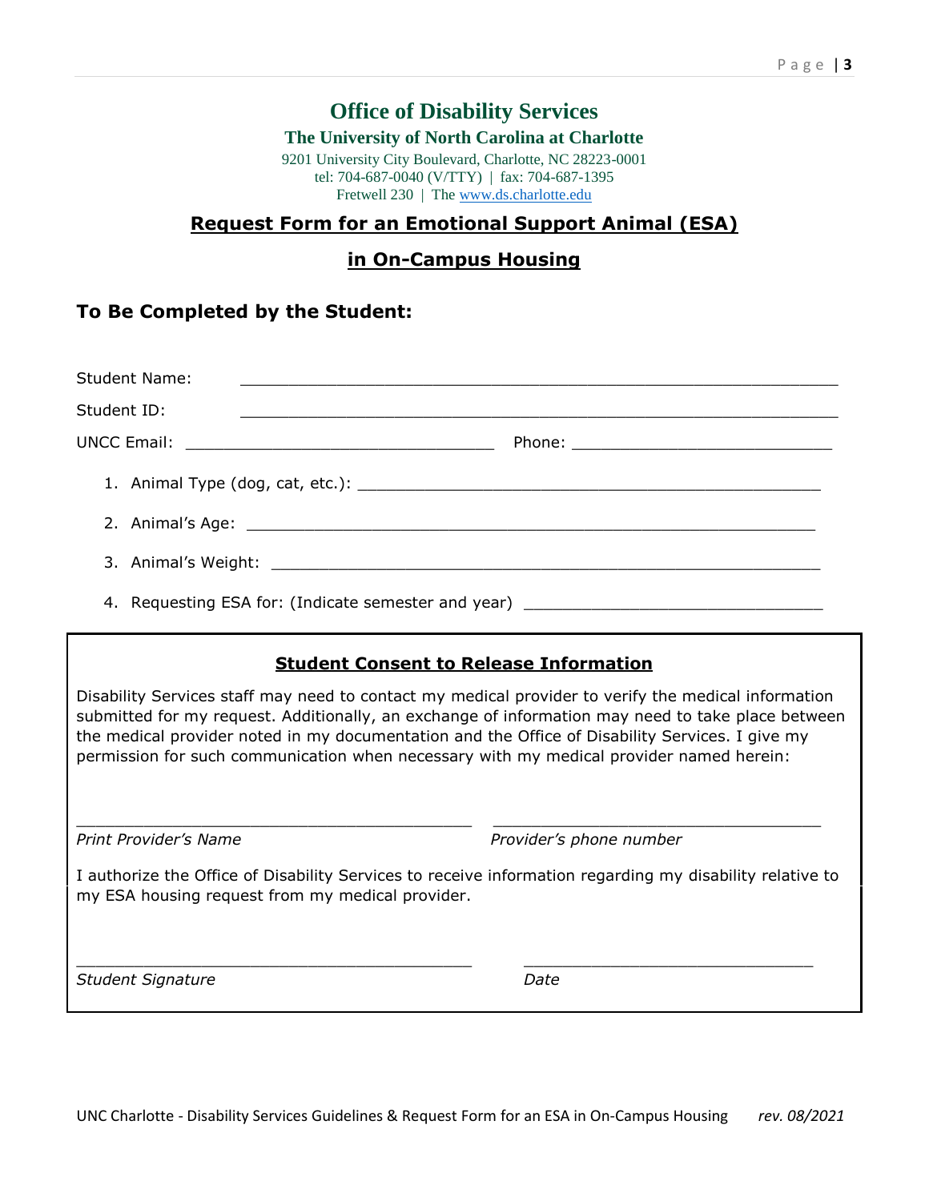# Office of Disability Services

**The University of North Carolina at Charlotte**

9201 University City Boulevard, Charlotte, NC 28223-0001
tel: 704-687-0040 (V/TTY) | fax: 704-687-1395
Fretwell 230 | The www.ds.charlotte.edu

## Request Form for an Emotional Support Animal (ESA) in On-Campus Housing

### To Be Completed by the Student:

Student Name: ______________________________________________

Student ID: ______________________________________________

UNCC Email: ________________________ Phone: ________________________

1. Animal Type (dog, cat, etc.): ________________________________________
2. Animal's Age: ________________________________________
3. Animal's Weight: ________________________________________
4. Requesting ESA for: (Indicate semester and year) ________________________

### Student Consent to Release Information

Disability Services staff may need to contact my medical provider to verify the medical information submitted for my request. Additionally, an exchange of information may need to take place between the medical provider noted in my documentation and the Office of Disability Services. I give my permission for such communication when necessary with my medical provider named herein:

________________________________ ________________________________

*Print Provider's Name* *Provider's phone number*

I authorize the Office of Disability Services to receive information regarding my disability relative to my ESA housing request from my medical provider.

________________________________ ________________________________

*Student Signature* *Date*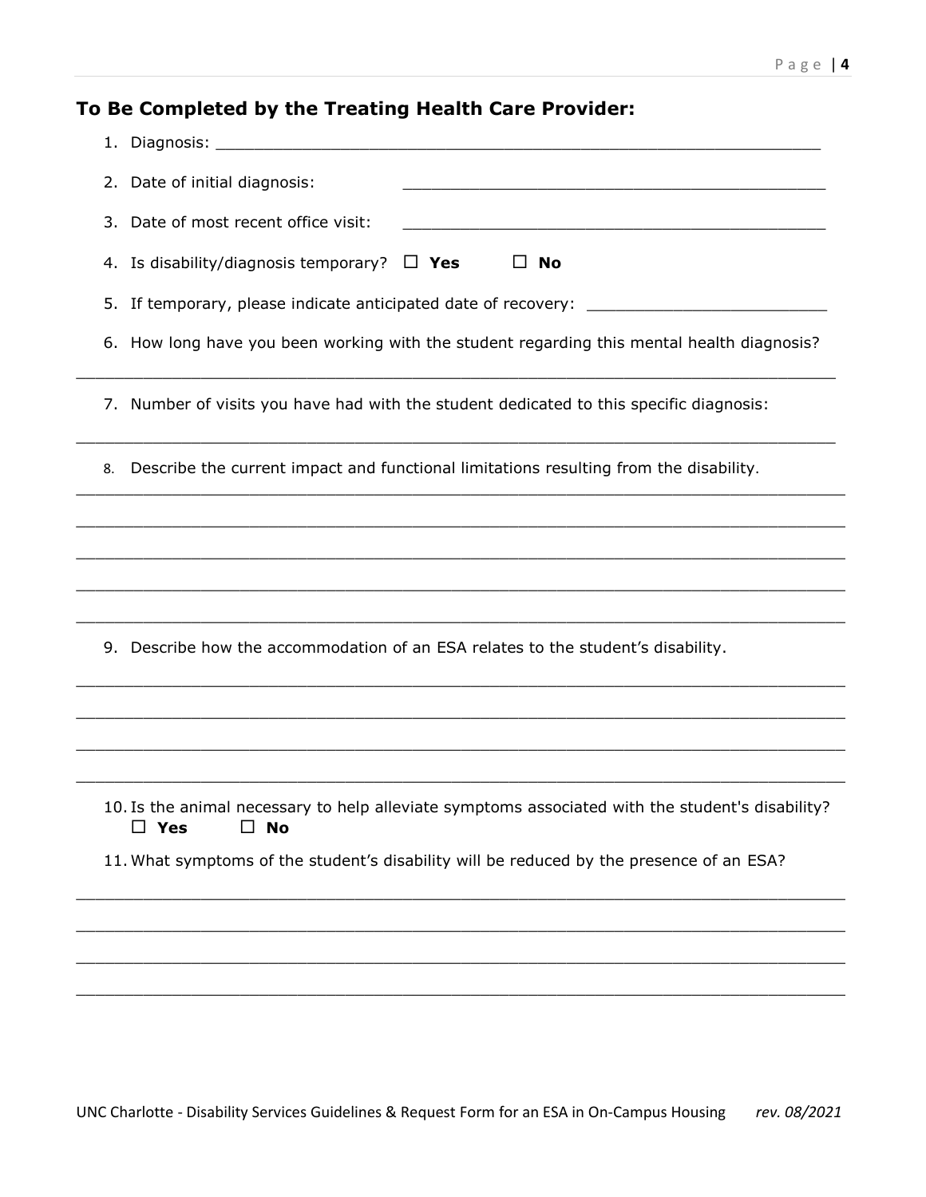### To Be Completed by the Treating Health Care Provider:

1. Diagnosis: ______________________________________________________________
2. Date of initial diagnosis: ____________________________________________
3. Date of most recent office visit: ____________________________________________
4. Is disability/diagnosis temporary? ☐ **Yes** ☐ **No**
5. If temporary, please indicate anticipated date of recovery: ________________________
6. How long have you been working with the student regarding this mental health diagnosis?

____________________________________________________________________________

7. Number of visits you have had with the student dedicated to this specific diagnosis:

____________________________________________________________________________

8. Describe the current impact and functional limitations resulting from the disability.

____________________________________________________________________________

____________________________________________________________________________

____________________________________________________________________________

____________________________________________________________________________

____________________________________________________________________________

9. Describe how the accommodation of an ESA relates to the student's disability.

____________________________________________________________________________

____________________________________________________________________________

____________________________________________________________________________

____________________________________________________________________________

10. Is the animal necessary to help alleviate symptoms associated with the student's disability?
☐ **Yes** ☐ **No**
11. What symptoms of the student's disability will be reduced by the presence of an ESA?

____________________________________________________________________________

____________________________________________________________________________

____________________________________________________________________________

____________________________________________________________________________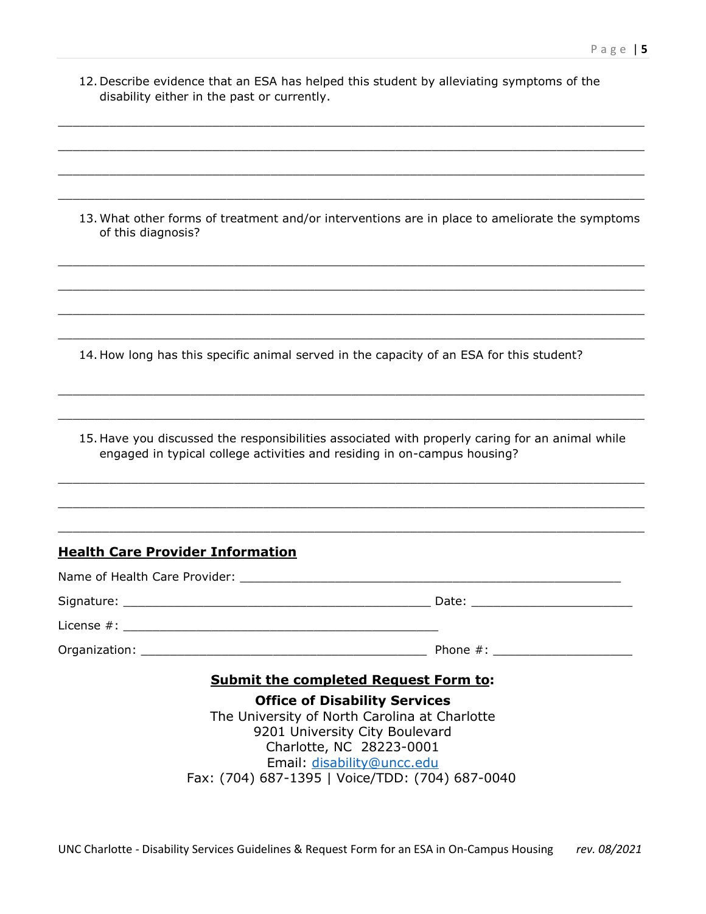12. Describe evidence that an ESA has helped this student by alleviating symptoms of the disability either in the past or currently.

_______________________________________________________________________________

_______________________________________________________________________________

_______________________________________________________________________________

_______________________________________________________________________________

13. What other forms of treatment and/or interventions are in place to ameliorate the symptoms of this diagnosis?

_______________________________________________________________________________

_______________________________________________________________________________

_______________________________________________________________________________

_______________________________________________________________________________

14. How long has this specific animal served in the capacity of an ESA for this student?

_______________________________________________________________________________

_______________________________________________________________________________

15. Have you discussed the responsibilities associated with properly caring for an animal while engaged in typical college activities and residing in on-campus housing?

_______________________________________________________________________________

_______________________________________________________________________________

_______________________________________________________________________________

## **Health Care Provider Information**

Name of Health Care Provider: ____________________________________________________

Signature: ________________________________________ Date: ______________________

License #: ________________________________________

Organization: ____________________________________ Phone #: __________________

**Submit the completed Request Form to:**

**Office of Disability Services**
The University of North Carolina at Charlotte
9201 University City Boulevard
Charlotte, NC 28223-0001
Email: disability@uncc.edu
Fax: (704) 687-1395 | Voice/TDD: (704) 687-0040